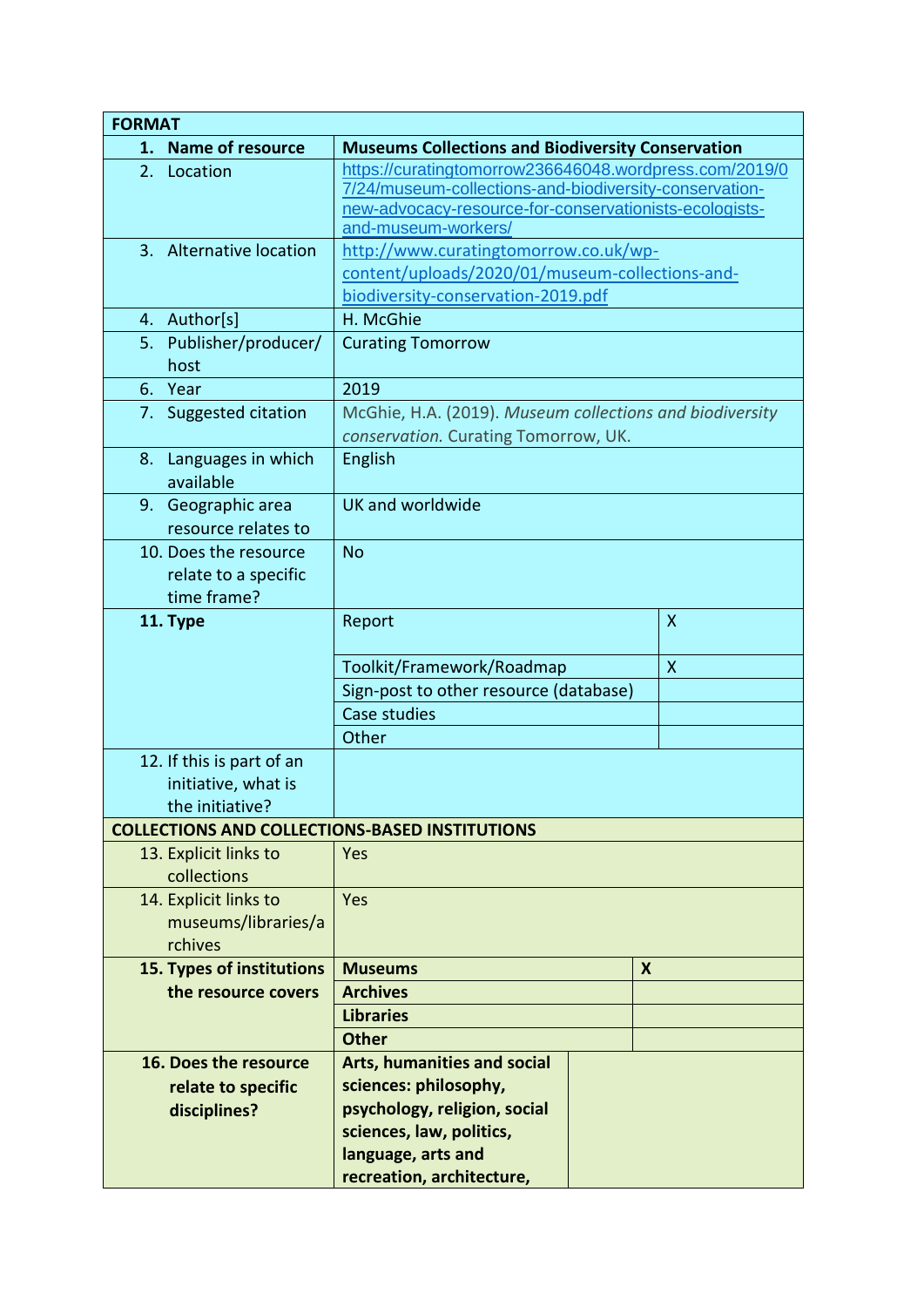| FORMAT | | |
|---|---|---|
| **1. Name of resource** | **Museums Collections and Biodiversity Conservation** | |
| 2. Location | https://curatingtomorrow236646048.wordpress.com/2019/07/24/museum-collections-and-biodiversity-conservation-new-advocacy-resource-for-conservationists-ecologists-and-museum-workers/ | |
| 3. Alternative location | http://www.curatingtomorrow.co.uk/wp-content/uploads/2020/01/museum-collections-and-biodiversity-conservation-2019.pdf | |
| 4. Author[s] | H. McGhie | |
| 5. Publisher/producer/host | Curating Tomorrow | |
| 6. Year | 2019 | |
| 7. Suggested citation | McGhie, H.A. (2019). *Museum collections and biodiversity conservation.* Curating Tomorrow, UK. | |
| 8. Languages in which available | English | |
| 9. Geographic area resource relates to | UK and worldwide | |
| 10. Does the resource relate to a specific time frame? | No | |
| **11. Type** | Report | X |
| | Toolkit/Framework/Roadmap | X |
| | Sign-post to other resource (database) | |
| | Case studies | |
| | Other | |
| 12. If this is part of an initiative, what is the initiative? | | |
| **COLLECTIONS AND COLLECTIONS-BASED INSTITUTIONS** | | |
| 13. Explicit links to collections | Yes | |
| 14. Explicit links to museums/libraries/archives | Yes | |
| **15. Types of institutions the resource covers** | **Museums** | **X** |
| | **Archives** | |
| | **Libraries** | |
| | **Other** | |
| **16. Does the resource relate to specific disciplines?** | **Arts, humanities and social sciences: philosophy, psychology, religion, social sciences, law, politics, language, arts and recreation, architecture,** | |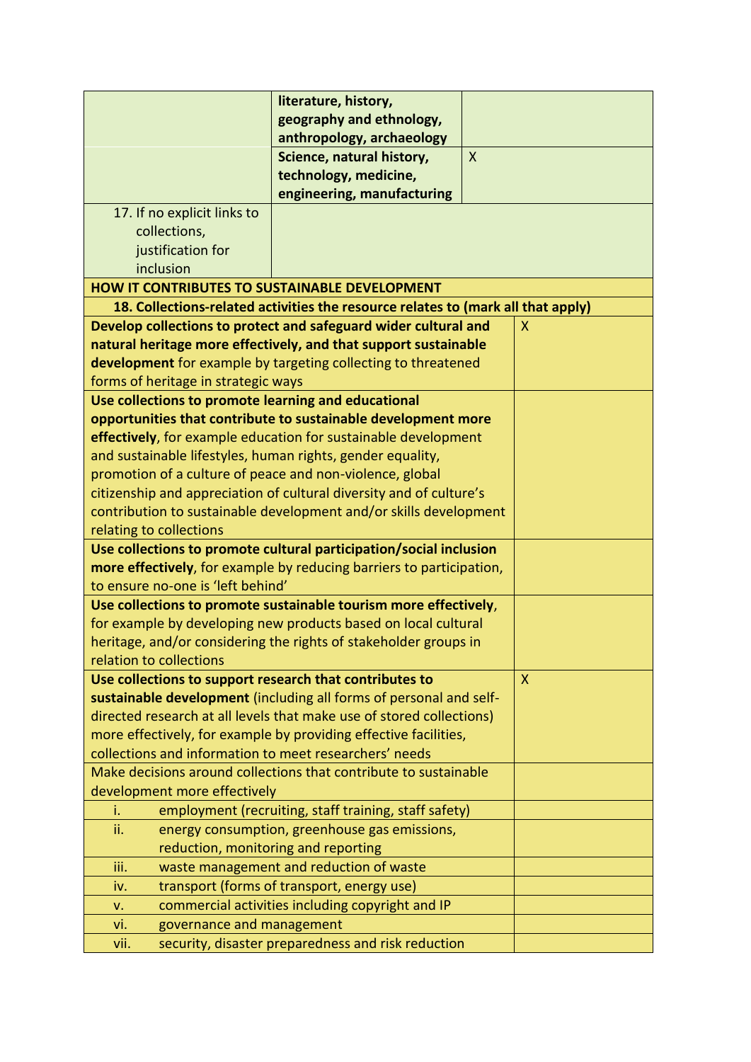| | | |
|---|---|---|
| | **literature, history, geography and ethnology, anthropology, archaeology** | |
| | **Science, natural history, technology, medicine, engineering, manufacturing** | X |
| 17. If no explicit links to collections, justification for inclusion | | |

| **HOW IT CONTRIBUTES TO SUSTAINABLE DEVELOPMENT** | |
|---|---|
| **18. Collections-related activities the resource relates to (mark all that apply)** | |
| **Develop collections to protect and safeguard wider cultural and natural heritage more effectively, and that support sustainable development** for example by targeting collecting to threatened forms of heritage in strategic ways | X |
| **Use collections to promote learning and educational opportunities that contribute to sustainable development more effectively**, for example education for sustainable development and sustainable lifestyles, human rights, gender equality, promotion of a culture of peace and non-violence, global citizenship and appreciation of cultural diversity and of culture's contribution to sustainable development and/or skills development relating to collections | |
| **Use collections to promote cultural participation/social inclusion more effectively**, for example by reducing barriers to participation, to ensure no-one is 'left behind' | |
| **Use collections to promote sustainable tourism more effectively**, for example by developing new products based on local cultural heritage, and/or considering the rights of stakeholder groups in relation to collections | |
| **Use collections to support research that contributes to sustainable development** (including all forms of personal and self-directed research at all levels that make use of stored collections) more effectively, for example by providing effective facilities, collections and information to meet researchers' needs | X |
| Make decisions around collections that contribute to sustainable development more effectively | |
| i. employment (recruiting, staff training, staff safety) | |
| ii. energy consumption, greenhouse gas emissions, reduction, monitoring and reporting | |
| iii. waste management and reduction of waste | |
| iv. transport (forms of transport, energy use) | |
| v. commercial activities including copyright and IP | |
| vi. governance and management | |
| vii. security, disaster preparedness and risk reduction | |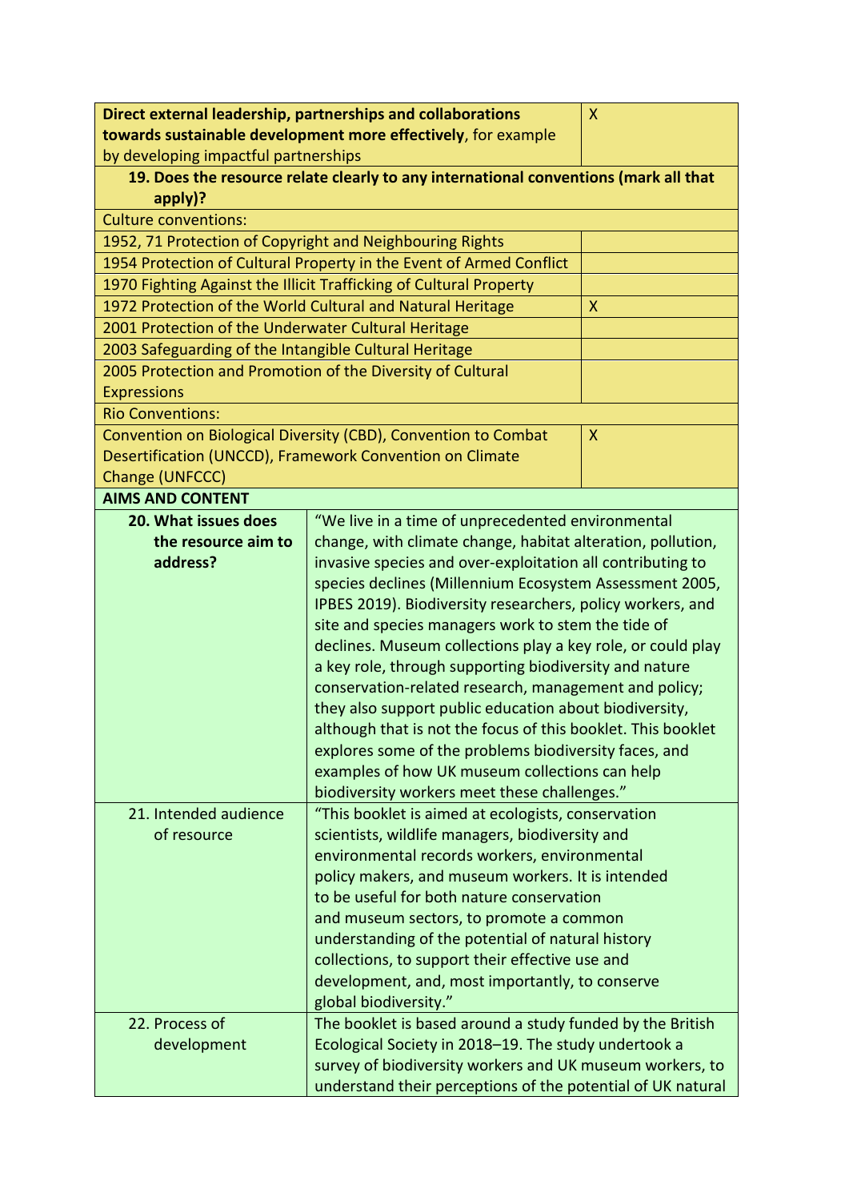| | |
|---|---|
| **Direct external leadership, partnerships and collaborations towards sustainable development more effectively**, for example by developing impactful partnerships | X |
| **19. Does the resource relate clearly to any international conventions (mark all that apply)?** | |
| Culture conventions: | |
| 1952, 71 Protection of Copyright and Neighbouring Rights | |
| 1954 Protection of Cultural Property in the Event of Armed Conflict | |
| 1970 Fighting Against the Illicit Trafficking of Cultural Property | |
| 1972 Protection of the World Cultural and Natural Heritage | X |
| 2001 Protection of the Underwater Cultural Heritage | |
| 2003 Safeguarding of the Intangible Cultural Heritage | |
| 2005 Protection and Promotion of the Diversity of Cultural Expressions | |
| Rio Conventions: | |
| Convention on Biological Diversity (CBD), Convention to Combat Desertification (UNCCD), Framework Convention on Climate Change (UNFCCC) | X |

| **AIMS AND CONTENT** | |
|---|---|
| **20. What issues does the resource aim to address?** | "We live in a time of unprecedented environmental change, with climate change, habitat alteration, pollution, invasive species and over-exploitation all contributing to species declines (Millennium Ecosystem Assessment 2005, IPBES 2019). Biodiversity researchers, policy workers, and site and species managers work to stem the tide of declines. Museum collections play a key role, or could play a key role, through supporting biodiversity and nature conservation-related research, management and policy; they also support public education about biodiversity, although that is not the focus of this booklet. This booklet explores some of the problems biodiversity faces, and examples of how UK museum collections can help biodiversity workers meet these challenges." |
| 21. Intended audience of resource | "This booklet is aimed at ecologists, conservation scientists, wildlife managers, biodiversity and environmental records workers, environmental policy makers, and museum workers. It is intended to be useful for both nature conservation and museum sectors, to promote a common understanding of the potential of natural history collections, to support their effective use and development, and, most importantly, to conserve global biodiversity." |
| 22. Process of development | The booklet is based around a study funded by the British Ecological Society in 2018–19. The study undertook a survey of biodiversity workers and UK museum workers, to understand their perceptions of the potential of UK natural |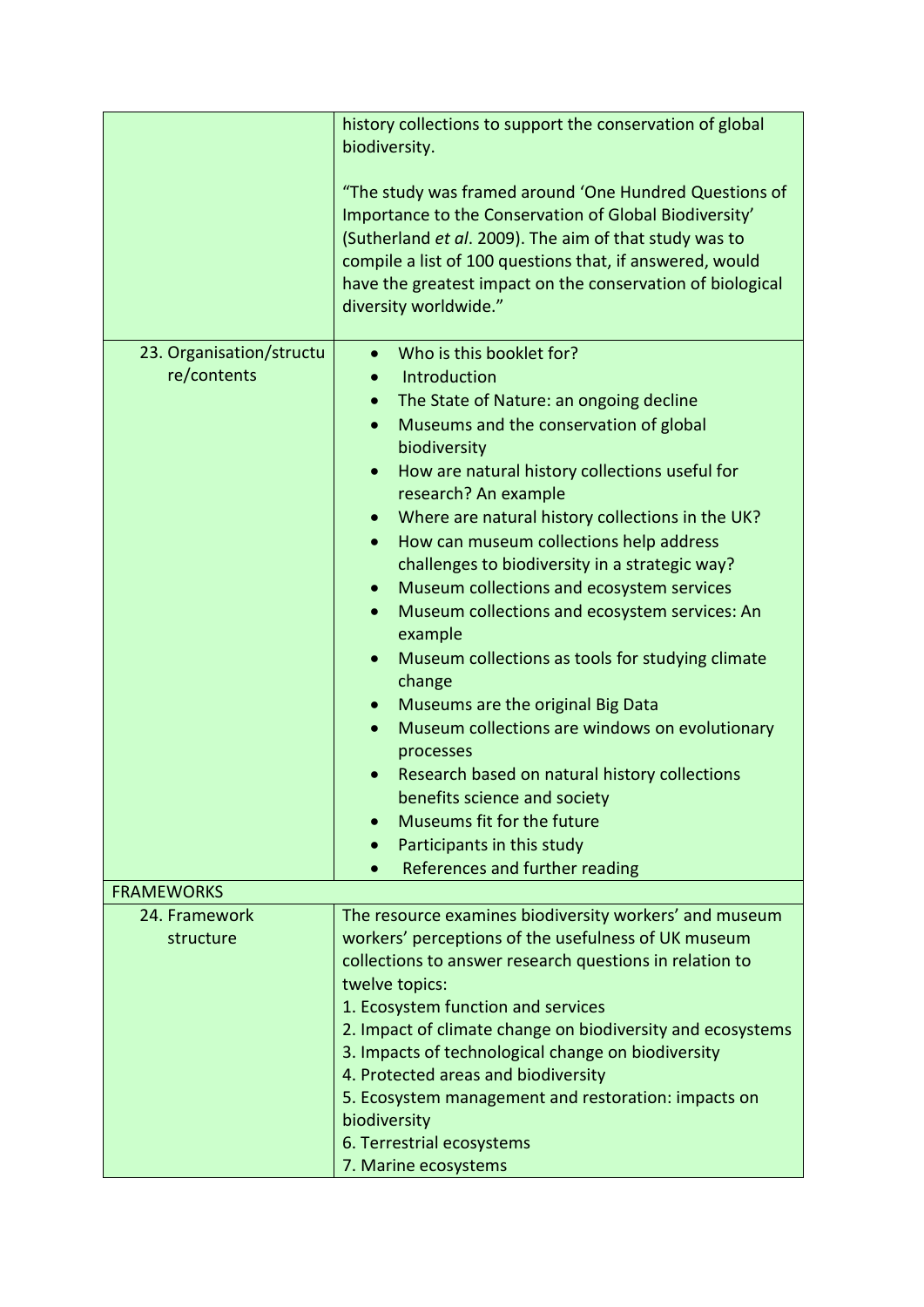| | |
|---|---|
| | history collections to support the conservation of global biodiversity.<br><br>"The study was framed around 'One Hundred Questions of Importance to the Conservation of Global Biodiversity' (Sutherland *et al*. 2009). The aim of that study was to compile a list of 100 questions that, if answered, would have the greatest impact on the conservation of biological diversity worldwide." |
| 23. Organisation/structure/contents | • Who is this booklet for?<br>• Introduction<br>• The State of Nature: an ongoing decline<br>• Museums and the conservation of global biodiversity<br>• How are natural history collections useful for research? An example<br>• Where are natural history collections in the UK?<br>• How can museum collections help address challenges to biodiversity in a strategic way?<br>• Museum collections and ecosystem services<br>• Museum collections and ecosystem services: An example<br>• Museum collections as tools for studying climate change<br>• Museums are the original Big Data<br>• Museum collections are windows on evolutionary processes<br>• Research based on natural history collections benefits science and society<br>• Museums fit for the future<br>• Participants in this study<br>• References and further reading |
| FRAMEWORKS | |
| 24. Framework structure | The resource examines biodiversity workers' and museum workers' perceptions of the usefulness of UK museum collections to answer research questions in relation to twelve topics:<br>1. Ecosystem function and services<br>2. Impact of climate change on biodiversity and ecosystems<br>3. Impacts of technological change on biodiversity<br>4. Protected areas and biodiversity<br>5. Ecosystem management and restoration: impacts on biodiversity<br>6. Terrestrial ecosystems<br>7. Marine ecosystems |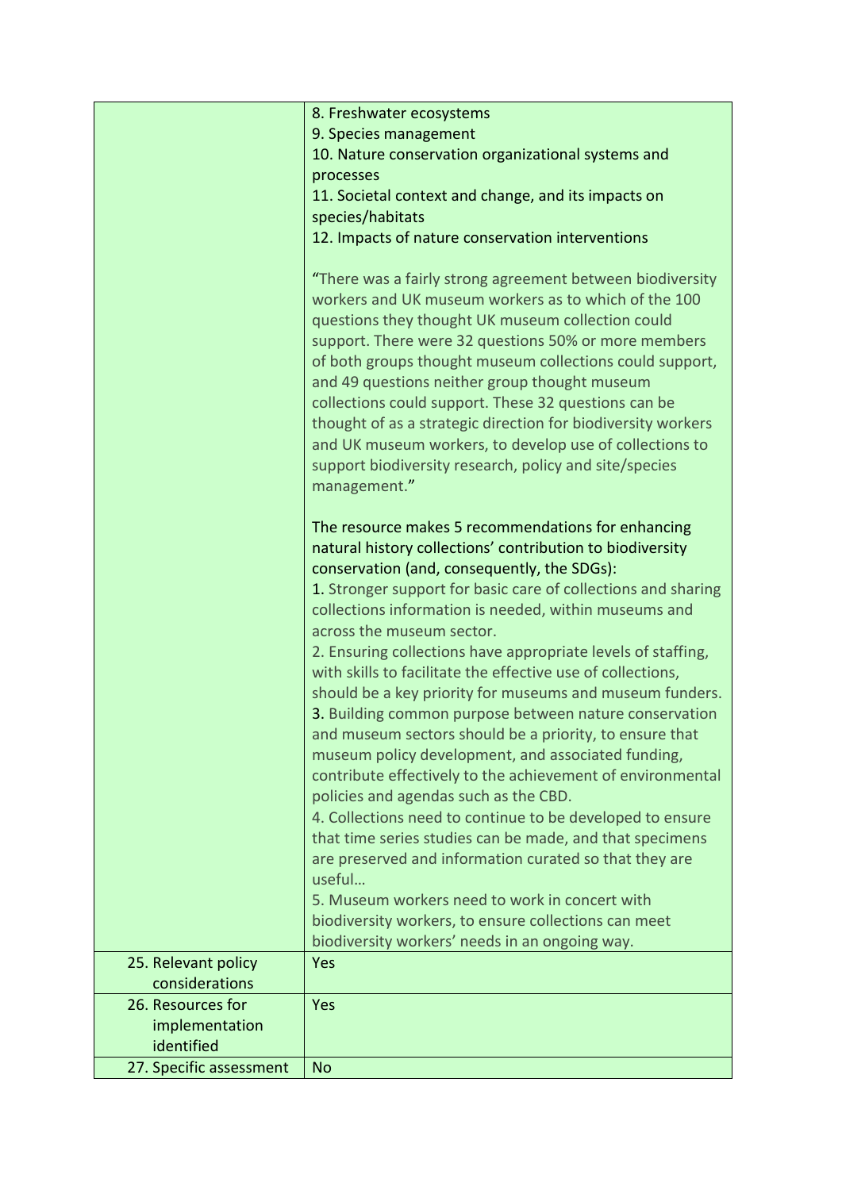| | |
|---|---|
| | 8. Freshwater ecosystems<br>9. Species management<br>10. Nature conservation organizational systems and processes<br>11. Societal context and change, and its impacts on species/habitats<br>12. Impacts of nature conservation interventions<br><br>"There was a fairly strong agreement between biodiversity workers and UK museum workers as to which of the 100 questions they thought UK museum collection could support. There were 32 questions 50% or more members of both groups thought museum collections could support, and 49 questions neither group thought museum collections could support. These 32 questions can be thought of as a strategic direction for biodiversity workers and UK museum workers, to develop use of collections to support biodiversity research, policy and site/species management."<br><br>The resource makes 5 recommendations for enhancing natural history collections' contribution to biodiversity conservation (and, consequently, the SDGs):<br>1. Stronger support for basic care of collections and sharing collections information is needed, within museums and across the museum sector.<br>2. Ensuring collections have appropriate levels of staffing, with skills to facilitate the effective use of collections, should be a key priority for museums and museum funders.<br>3. Building common purpose between nature conservation and museum sectors should be a priority, to ensure that museum policy development, and associated funding, contribute effectively to the achievement of environmental policies and agendas such as the CBD.<br>4. Collections need to continue to be developed to ensure that time series studies can be made, and that specimens are preserved and information curated so that they are useful…<br>5. Museum workers need to work in concert with biodiversity workers, to ensure collections can meet biodiversity workers' needs in an ongoing way. |
| 25. Relevant policy considerations | Yes |
| 26. Resources for implementation identified | Yes |
| 27. Specific assessment | No |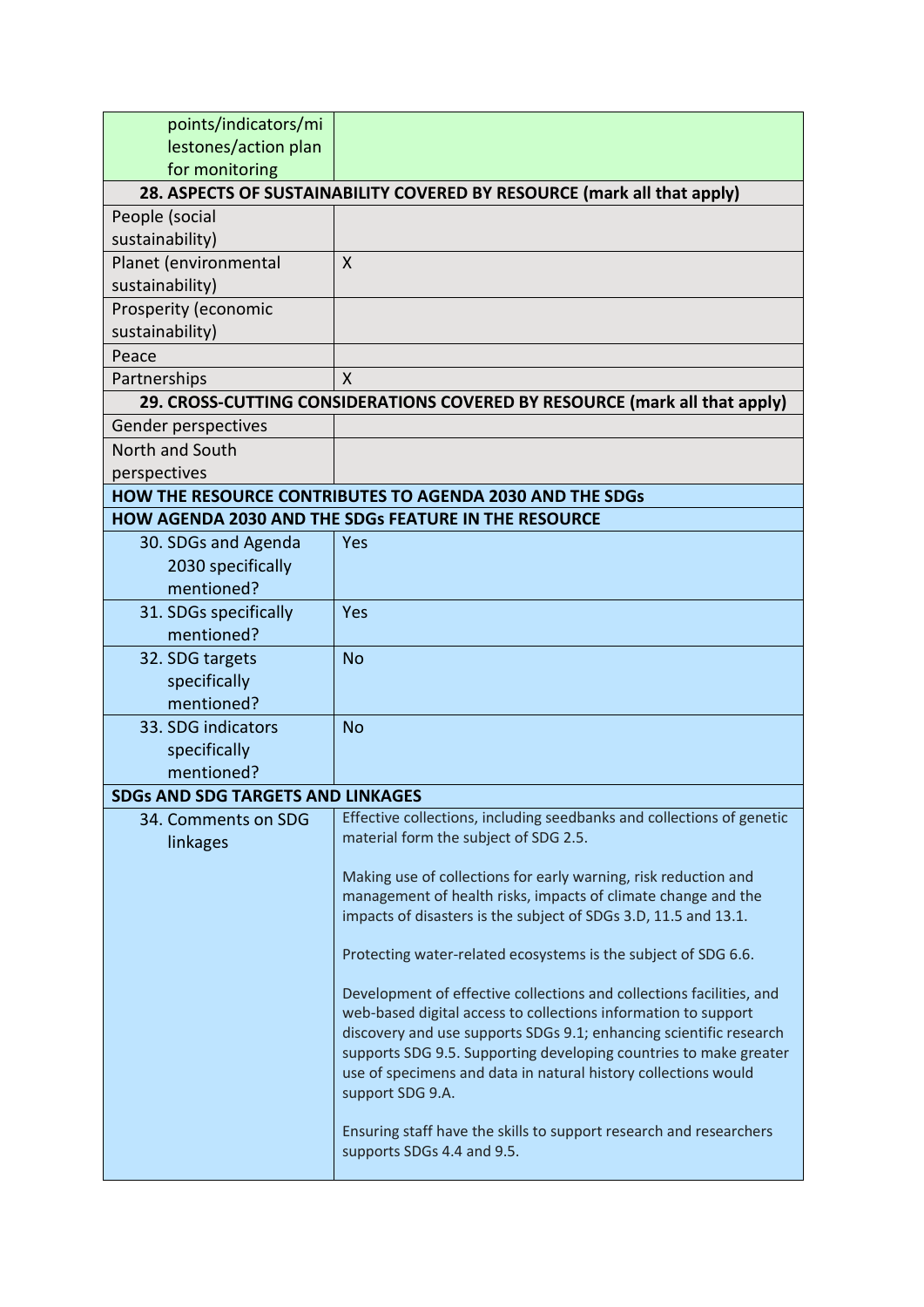| points/indicators/milestones/action plan for monitoring | |
|---|---|
| **28. ASPECTS OF SUSTAINABILITY COVERED BY RESOURCE (mark all that apply)** | |
| People (social sustainability) | |
| Planet (environmental sustainability) | X |
| Prosperity (economic sustainability) | |
| Peace | |
| Partnerships | X |
| **29. CROSS-CUTTING CONSIDERATIONS COVERED BY RESOURCE (mark all that apply)** | |
| Gender perspectives | |
| North and South perspectives | |
| **HOW THE RESOURCE CONTRIBUTES TO AGENDA 2030 AND THE SDGs** | |
| **HOW AGENDA 2030 AND THE SDGs FEATURE IN THE RESOURCE** | |
| 30. SDGs and Agenda 2030 specifically mentioned? | Yes |
| 31. SDGs specifically mentioned? | Yes |
| 32. SDG targets specifically mentioned? | No |
| 33. SDG indicators specifically mentioned? | No |
| **SDGs AND SDG TARGETS AND LINKAGES** | |
| 34. Comments on SDG linkages | Effective collections, including seedbanks and collections of genetic material form the subject of SDG 2.5.<br><br>Making use of collections for early warning, risk reduction and management of health risks, impacts of climate change and the impacts of disasters is the subject of SDGs 3.D, 11.5 and 13.1.<br><br>Protecting water-related ecosystems is the subject of SDG 6.6.<br><br>Development of effective collections and collections facilities, and web-based digital access to collections information to support discovery and use supports SDGs 9.1; enhancing scientific research supports SDG 9.5. Supporting developing countries to make greater use of specimens and data in natural history collections would support SDG 9.A.<br><br>Ensuring staff have the skills to support research and researchers supports SDGs 4.4 and 9.5. |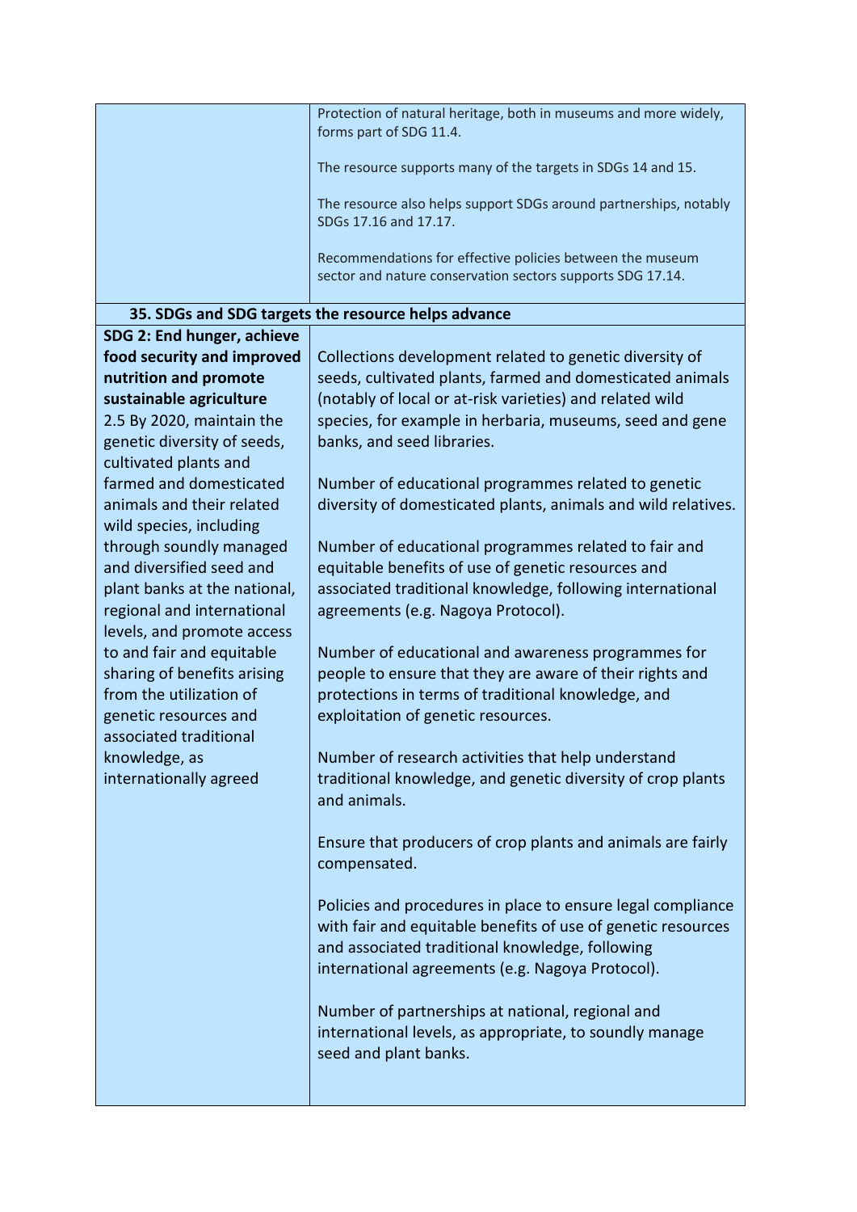| | |
|---|---|
| | Protection of natural heritage, both in museums and more widely, forms part of SDG 11.4.<br><br>The resource supports many of the targets in SDGs 14 and 15.<br><br>The resource also helps support SDGs around partnerships, notably SDGs 17.16 and 17.17.<br><br>Recommendations for effective policies between the museum sector and nature conservation sectors supports SDG 17.14. |
| **35. SDGs and SDG targets the resource helps advance** | |
| **SDG 2: End hunger, achieve food security and improved nutrition and promote sustainable agriculture**<br>2.5 By 2020, maintain the genetic diversity of seeds, cultivated plants and farmed and domesticated animals and their related wild species, including through soundly managed and diversified seed and plant banks at the national, regional and international levels, and promote access to and fair and equitable sharing of benefits arising from the utilization of genetic resources and associated traditional knowledge, as internationally agreed | Collections development related to genetic diversity of seeds, cultivated plants, farmed and domesticated animals (notably of local or at-risk varieties) and related wild species, for example in herbaria, museums, seed and gene banks, and seed libraries.<br><br>Number of educational programmes related to genetic diversity of domesticated plants, animals and wild relatives.<br><br>Number of educational programmes related to fair and equitable benefits of use of genetic resources and associated traditional knowledge, following international agreements (e.g. Nagoya Protocol).<br><br>Number of educational and awareness programmes for people to ensure that they are aware of their rights and protections in terms of traditional knowledge, and exploitation of genetic resources.<br><br>Number of research activities that help understand traditional knowledge, and genetic diversity of crop plants and animals.<br><br>Ensure that producers of crop plants and animals are fairly compensated.<br><br>Policies and procedures in place to ensure legal compliance with fair and equitable benefits of use of genetic resources and associated traditional knowledge, following international agreements (e.g. Nagoya Protocol).<br><br>Number of partnerships at national, regional and international levels, as appropriate, to soundly manage seed and plant banks. |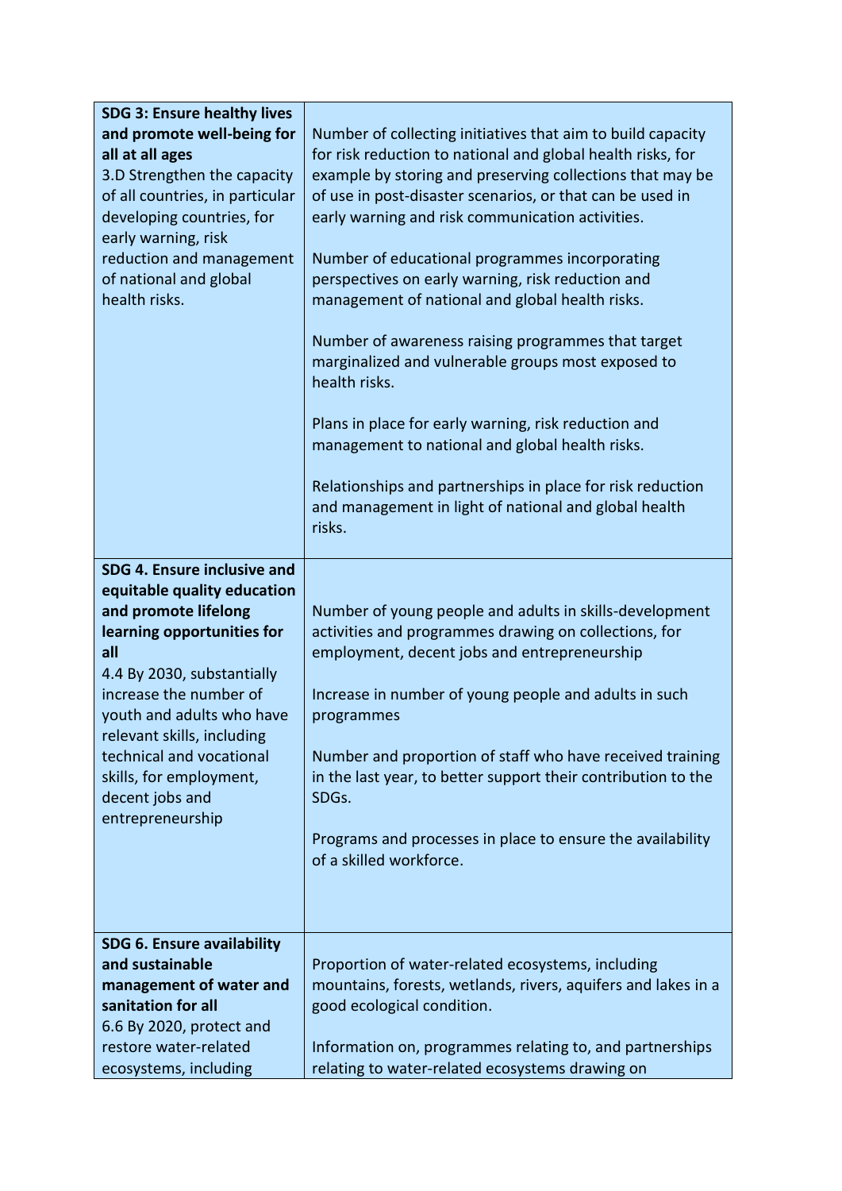| **SDG 3: Ensure healthy lives and promote well-being for all at all ages**<br>3.D Strengthen the capacity of all countries, in particular developing countries, for early warning, risk reduction and management of national and global health risks. | Number of collecting initiatives that aim to build capacity for risk reduction to national and global health risks, for example by storing and preserving collections that may be of use in post-disaster scenarios, or that can be used in early warning and risk communication activities.<br><br>Number of educational programmes incorporating perspectives on early warning, risk reduction and management of national and global health risks.<br><br>Number of awareness raising programmes that target marginalized and vulnerable groups most exposed to health risks.<br><br>Plans in place for early warning, risk reduction and management to national and global health risks.<br><br>Relationships and partnerships in place for risk reduction and management in light of national and global health risks. |
|---|---|
| **SDG 4. Ensure inclusive and equitable quality education and promote lifelong learning opportunities for all**<br>4.4 By 2030, substantially increase the number of youth and adults who have relevant skills, including technical and vocational skills, for employment, decent jobs and entrepreneurship | Number of young people and adults in skills-development activities and programmes drawing on collections, for employment, decent jobs and entrepreneurship<br><br>Increase in number of young people and adults in such programmes<br><br>Number and proportion of staff who have received training in the last year, to better support their contribution to the SDGs.<br><br>Programs and processes in place to ensure the availability of a skilled workforce. |
| **SDG 6. Ensure availability and sustainable management of water and sanitation for all**<br>6.6 By 2020, protect and restore water-related ecosystems, including | Proportion of water-related ecosystems, including mountains, forests, wetlands, rivers, aquifers and lakes in a good ecological condition.<br><br>Information on, programmes relating to, and partnerships relating to water-related ecosystems drawing on |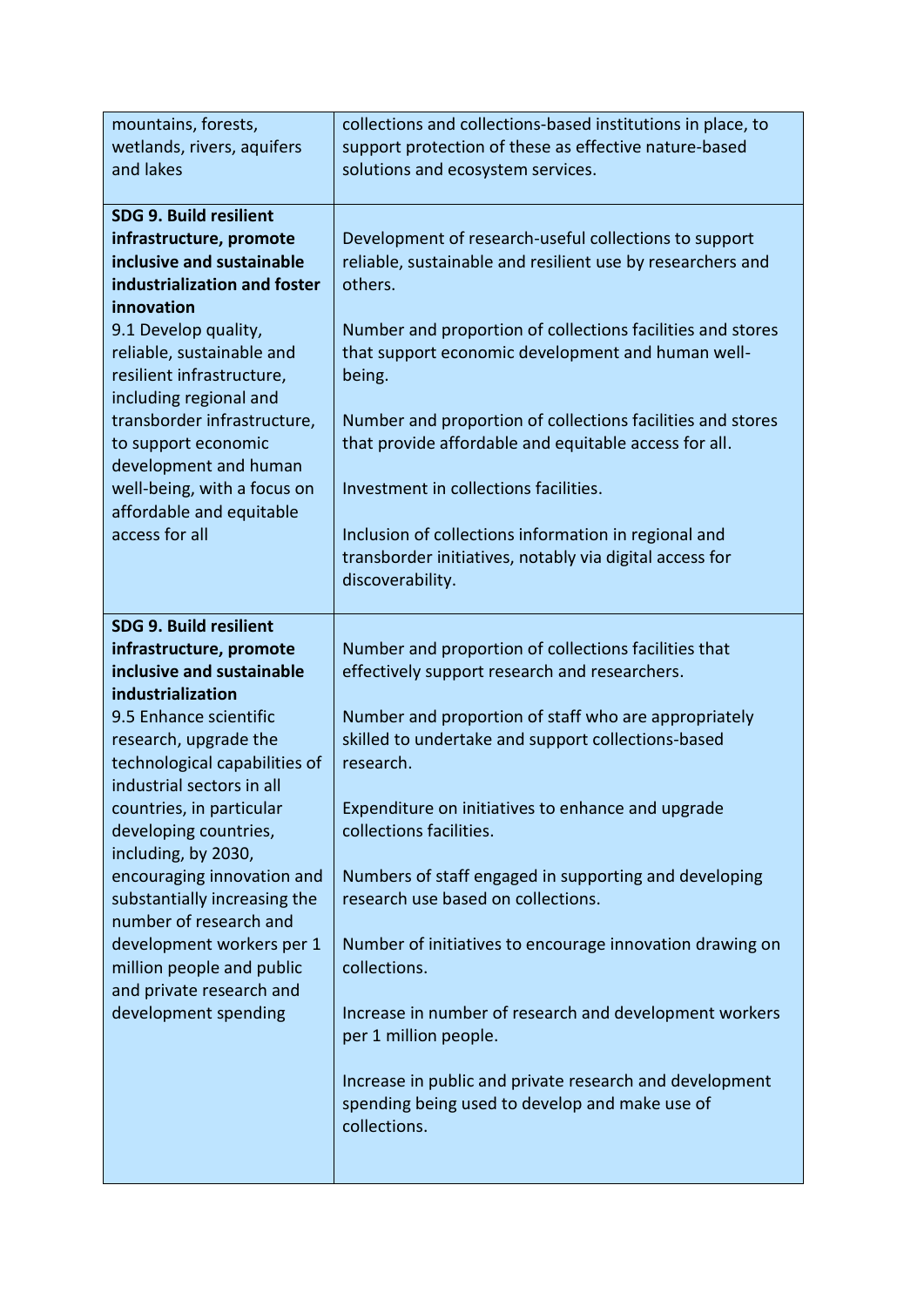| | |
|---|---|
| mountains, forests, wetlands, rivers, aquifers and lakes | collections and collections-based institutions in place, to support protection of these as effective nature-based solutions and ecosystem services. |
| **SDG 9. Build resilient infrastructure, promote inclusive and sustainable industrialization and foster innovation**<br>9.1 Develop quality, reliable, sustainable and resilient infrastructure, including regional and transborder infrastructure, to support economic development and human well-being, with a focus on affordable and equitable access for all | Development of research-useful collections to support reliable, sustainable and resilient use by researchers and others.<br><br>Number and proportion of collections facilities and stores that support economic development and human well-being.<br><br>Number and proportion of collections facilities and stores that provide affordable and equitable access for all.<br><br>Investment in collections facilities.<br><br>Inclusion of collections information in regional and transborder initiatives, notably via digital access for discoverability. |
| **SDG 9. Build resilient infrastructure, promote inclusive and sustainable industrialization**<br>9.5 Enhance scientific research, upgrade the technological capabilities of industrial sectors in all countries, in particular developing countries, including, by 2030, encouraging innovation and substantially increasing the number of research and development workers per 1 million people and public and private research and development spending | Number and proportion of collections facilities that effectively support research and researchers.<br><br>Number and proportion of staff who are appropriately skilled to undertake and support collections-based research.<br><br>Expenditure on initiatives to enhance and upgrade collections facilities.<br><br>Numbers of staff engaged in supporting and developing research use based on collections.<br><br>Number of initiatives to encourage innovation drawing on collections.<br><br>Increase in number of research and development workers per 1 million people.<br><br>Increase in public and private research and development spending being used to develop and make use of collections. |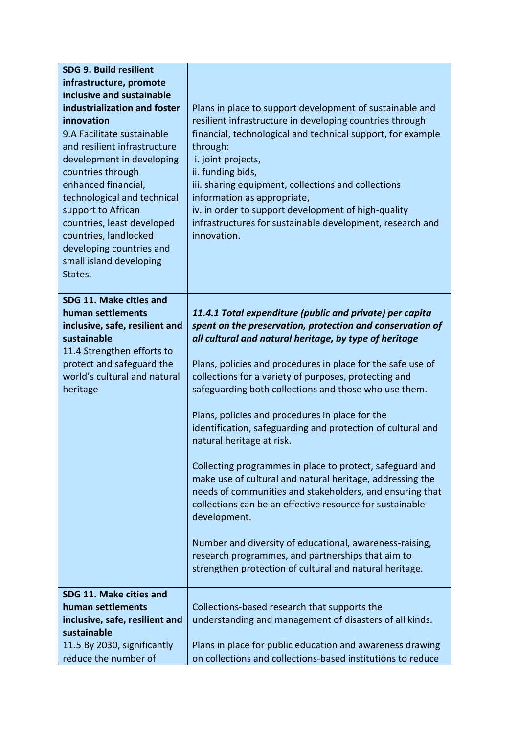| | |
|---|---|
| **SDG 9. Build resilient infrastructure, promote inclusive and sustainable industrialization and foster innovation**<br>9.A Facilitate sustainable and resilient infrastructure development in developing countries through enhanced financial, technological and technical support to African countries, least developed countries, landlocked developing countries and small island developing States. | Plans in place to support development of sustainable and resilient infrastructure in developing countries through financial, technological and technical support, for example through:<br>i. joint projects,<br>ii. funding bids,<br>iii. sharing equipment, collections and collections information as appropriate,<br>iv. in order to support development of high-quality infrastructures for sustainable development, research and innovation. |
| **SDG 11. Make cities and human settlements inclusive, safe, resilient and sustainable**<br>11.4 Strengthen efforts to protect and safeguard the world's cultural and natural heritage | ***11.4.1 Total expenditure (public and private) per capita spent on the preservation, protection and conservation of all cultural and natural heritage, by type of heritage***<br><br>Plans, policies and procedures in place for the safe use of collections for a variety of purposes, protecting and safeguarding both collections and those who use them.<br><br>Plans, policies and procedures in place for the identification, safeguarding and protection of cultural and natural heritage at risk.<br><br>Collecting programmes in place to protect, safeguard and make use of cultural and natural heritage, addressing the needs of communities and stakeholders, and ensuring that collections can be an effective resource for sustainable development.<br><br>Number and diversity of educational, awareness-raising, research programmes, and partnerships that aim to strengthen protection of cultural and natural heritage. |
| **SDG 11. Make cities and human settlements inclusive, safe, resilient and sustainable**<br>11.5 By 2030, significantly reduce the number of | Collections-based research that supports the understanding and management of disasters of all kinds.<br><br>Plans in place for public education and awareness drawing on collections and collections-based institutions to reduce |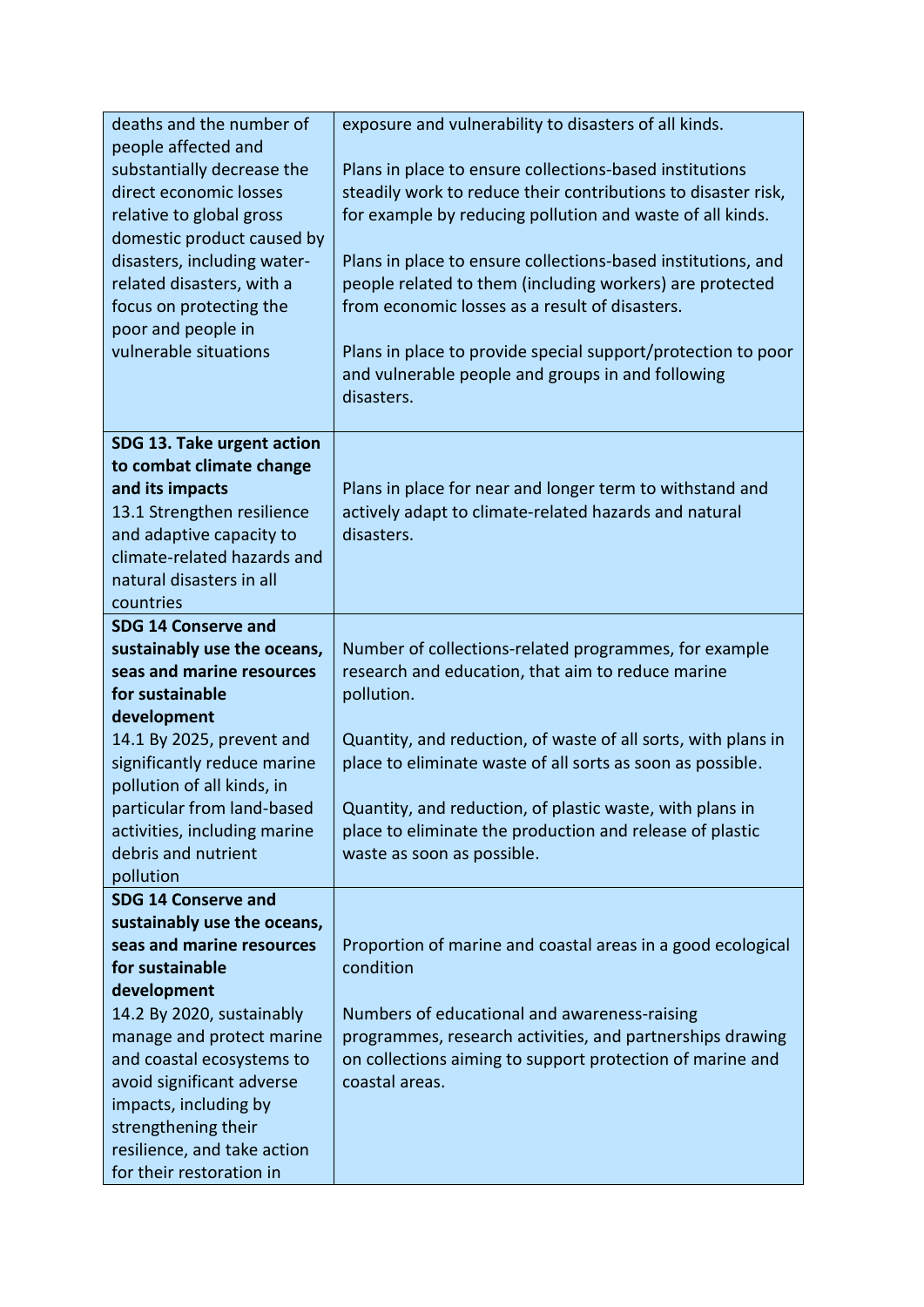| | |
|---|---|
| deaths and the number of people affected and substantially decrease the direct economic losses relative to global gross domestic product caused by disasters, including water-related disasters, with a focus on protecting the poor and people in vulnerable situations | exposure and vulnerability to disasters of all kinds.<br><br>Plans in place to ensure collections-based institutions steadily work to reduce their contributions to disaster risk, for example by reducing pollution and waste of all kinds.<br><br>Plans in place to ensure collections-based institutions, and people related to them (including workers) are protected from economic losses as a result of disasters.<br><br>Plans in place to provide special support/protection to poor and vulnerable people and groups in and following disasters. |
| **SDG 13. Take urgent action to combat climate change and its impacts**<br>13.1 Strengthen resilience and adaptive capacity to climate-related hazards and natural disasters in all countries | Plans in place for near and longer term to withstand and actively adapt to climate-related hazards and natural disasters. |
| **SDG 14 Conserve and sustainably use the oceans, seas and marine resources for sustainable development**<br>14.1 By 2025, prevent and significantly reduce marine pollution of all kinds, in particular from land-based activities, including marine debris and nutrient pollution | Number of collections-related programmes, for example research and education, that aim to reduce marine pollution.<br><br>Quantity, and reduction, of waste of all sorts, with plans in place to eliminate waste of all sorts as soon as possible.<br><br>Quantity, and reduction, of plastic waste, with plans in place to eliminate the production and release of plastic waste as soon as possible. |
| **SDG 14 Conserve and sustainably use the oceans, seas and marine resources for sustainable development**<br>14.2 By 2020, sustainably manage and protect marine and coastal ecosystems to avoid significant adverse impacts, including by strengthening their resilience, and take action for their restoration in | Proportion of marine and coastal areas in a good ecological condition<br><br>Numbers of educational and awareness-raising programmes, research activities, and partnerships drawing on collections aiming to support protection of marine and coastal areas. |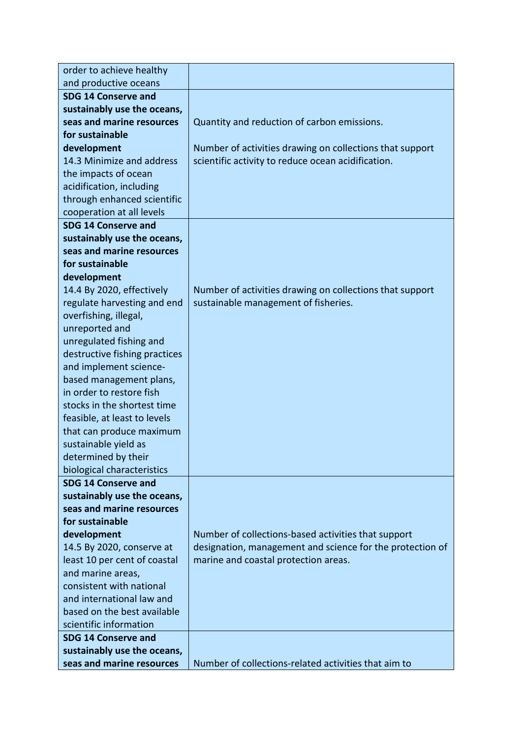| | |
|---|---|
| order to achieve healthy and productive oceans | |
| **SDG 14 Conserve and sustainably use the oceans, seas and marine resources for sustainable development** 14.3 Minimize and address the impacts of ocean acidification, including through enhanced scientific cooperation at all levels | Quantity and reduction of carbon emissions. <br><br> Number of activities drawing on collections that support scientific activity to reduce ocean acidification. |
| **SDG 14 Conserve and sustainably use the oceans, seas and marine resources for sustainable development** 14.4 By 2020, effectively regulate harvesting and end overfishing, illegal, unreported and unregulated fishing and destructive fishing practices and implement science-based management plans, in order to restore fish stocks in the shortest time feasible, at least to levels that can produce maximum sustainable yield as determined by their biological characteristics | Number of activities drawing on collections that support sustainable management of fisheries. |
| **SDG 14 Conserve and sustainably use the oceans, seas and marine resources for sustainable development** 14.5 By 2020, conserve at least 10 per cent of coastal and marine areas, consistent with national and international law and based on the best available scientific information | Number of collections-based activities that support designation, management and science for the protection of marine and coastal protection areas. |
| **SDG 14 Conserve and sustainably use the oceans, seas and marine resources** | Number of collections-related activities that aim to |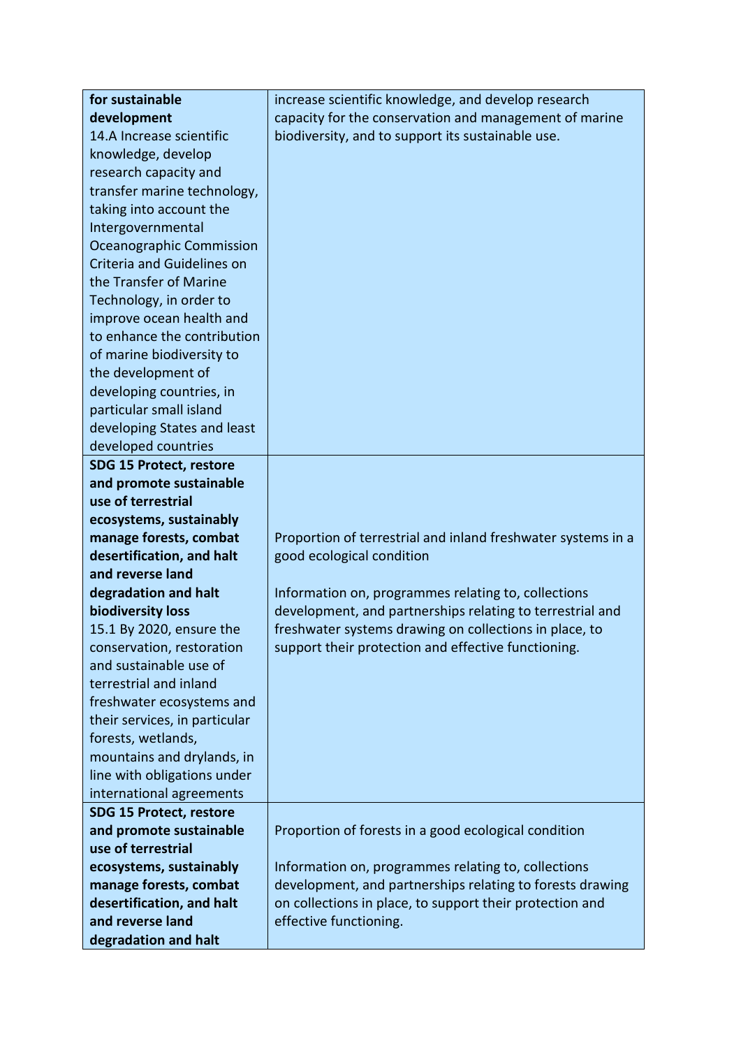| | |
|---|---|
| **for sustainable development** 14.A Increase scientific knowledge, develop research capacity and transfer marine technology, taking into account the Intergovernmental Oceanographic Commission Criteria and Guidelines on the Transfer of Marine Technology, in order to improve ocean health and to enhance the contribution of marine biodiversity to the development of developing countries, in particular small island developing States and least developed countries | increase scientific knowledge, and develop research capacity for the conservation and management of marine biodiversity, and to support its sustainable use. |
| **SDG 15 Protect, restore and promote sustainable use of terrestrial ecosystems, sustainably manage forests, combat desertification, and halt and reverse land degradation and halt biodiversity loss** 15.1 By 2020, ensure the conservation, restoration and sustainable use of terrestrial and inland freshwater ecosystems and their services, in particular forests, wetlands, mountains and drylands, in line with obligations under international agreements | Proportion of terrestrial and inland freshwater systems in a good ecological condition<br><br>Information on, programmes relating to, collections development, and partnerships relating to terrestrial and freshwater systems drawing on collections in place, to support their protection and effective functioning. |
| **SDG 15 Protect, restore and promote sustainable use of terrestrial ecosystems, sustainably manage forests, combat desertification, and halt and reverse land degradation and halt** | Proportion of forests in a good ecological condition<br><br>Information on, programmes relating to, collections development, and partnerships relating to forests drawing on collections in place, to support their protection and effective functioning. |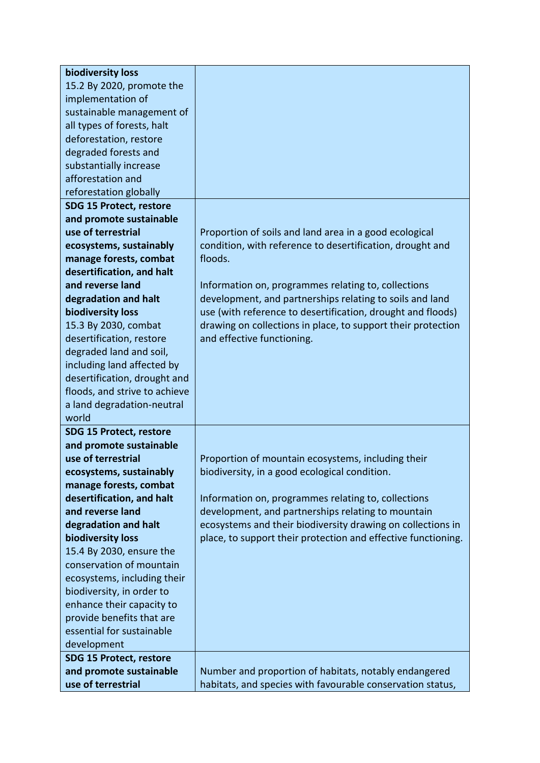| | |
|---|---|
| **biodiversity loss**<br>15.2 By 2020, promote the implementation of sustainable management of all types of forests, halt deforestation, restore degraded forests and substantially increase afforestation and reforestation globally | |
| **SDG 15 Protect, restore and promote sustainable use of terrestrial ecosystems, sustainably manage forests, combat desertification, and halt and reverse land degradation and halt biodiversity loss**<br>15.3 By 2030, combat desertification, restore degraded land and soil, including land affected by desertification, drought and floods, and strive to achieve a land degradation-neutral world | Proportion of soils and land area in a good ecological condition, with reference to desertification, drought and floods.<br><br>Information on, programmes relating to, collections development, and partnerships relating to soils and land use (with reference to desertification, drought and floods) drawing on collections in place, to support their protection and effective functioning. |
| **SDG 15 Protect, restore and promote sustainable use of terrestrial ecosystems, sustainably manage forests, combat desertification, and halt and reverse land degradation and halt biodiversity loss**<br>15.4 By 2030, ensure the conservation of mountain ecosystems, including their biodiversity, in order to enhance their capacity to provide benefits that are essential for sustainable development | Proportion of mountain ecosystems, including their biodiversity, in a good ecological condition.<br><br>Information on, programmes relating to, collections development, and partnerships relating to mountain ecosystems and their biodiversity drawing on collections in place, to support their protection and effective functioning. |
| **SDG 15 Protect, restore and promote sustainable use of terrestrial** | Number and proportion of habitats, notably endangered habitats, and species with favourable conservation status, |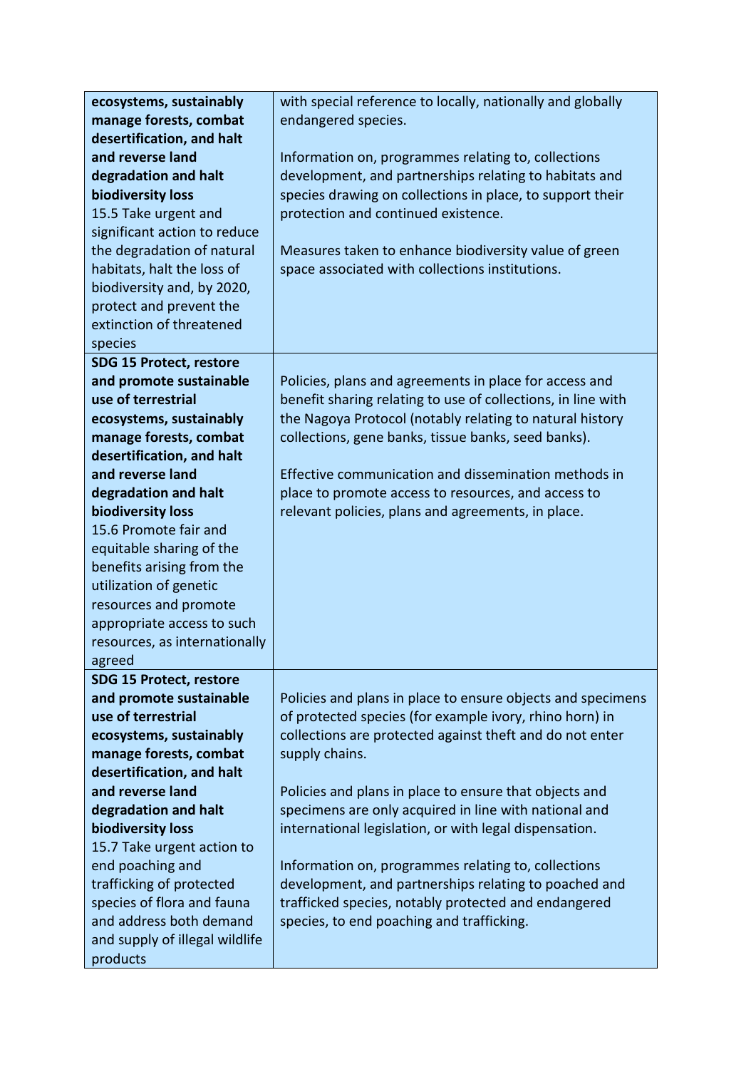| | |
|---|---|
| **ecosystems, sustainably manage forests, combat desertification, and halt and reverse land degradation and halt biodiversity loss**<br>15.5 Take urgent and significant action to reduce the degradation of natural habitats, halt the loss of biodiversity and, by 2020, protect and prevent the extinction of threatened species | with special reference to locally, nationally and globally endangered species.<br><br>Information on, programmes relating to, collections development, and partnerships relating to habitats and species drawing on collections in place, to support their protection and continued existence.<br><br>Measures taken to enhance biodiversity value of green space associated with collections institutions. |
| **SDG 15 Protect, restore and promote sustainable use of terrestrial ecosystems, sustainably manage forests, combat desertification, and halt and reverse land degradation and halt biodiversity loss**<br>15.6 Promote fair and equitable sharing of the benefits arising from the utilization of genetic resources and promote appropriate access to such resources, as internationally agreed | Policies, plans and agreements in place for access and benefit sharing relating to use of collections, in line with the Nagoya Protocol (notably relating to natural history collections, gene banks, tissue banks, seed banks).<br><br>Effective communication and dissemination methods in place to promote access to resources, and access to relevant policies, plans and agreements, in place. |
| **SDG 15 Protect, restore and promote sustainable use of terrestrial ecosystems, sustainably manage forests, combat desertification, and halt and reverse land degradation and halt biodiversity loss**<br>15.7 Take urgent action to end poaching and trafficking of protected species of flora and fauna and address both demand and supply of illegal wildlife products | Policies and plans in place to ensure objects and specimens of protected species (for example ivory, rhino horn) in collections are protected against theft and do not enter supply chains.<br><br>Policies and plans in place to ensure that objects and specimens are only acquired in line with national and international legislation, or with legal dispensation.<br><br>Information on, programmes relating to, collections development, and partnerships relating to poached and trafficked species, notably protected and endangered species, to end poaching and trafficking. |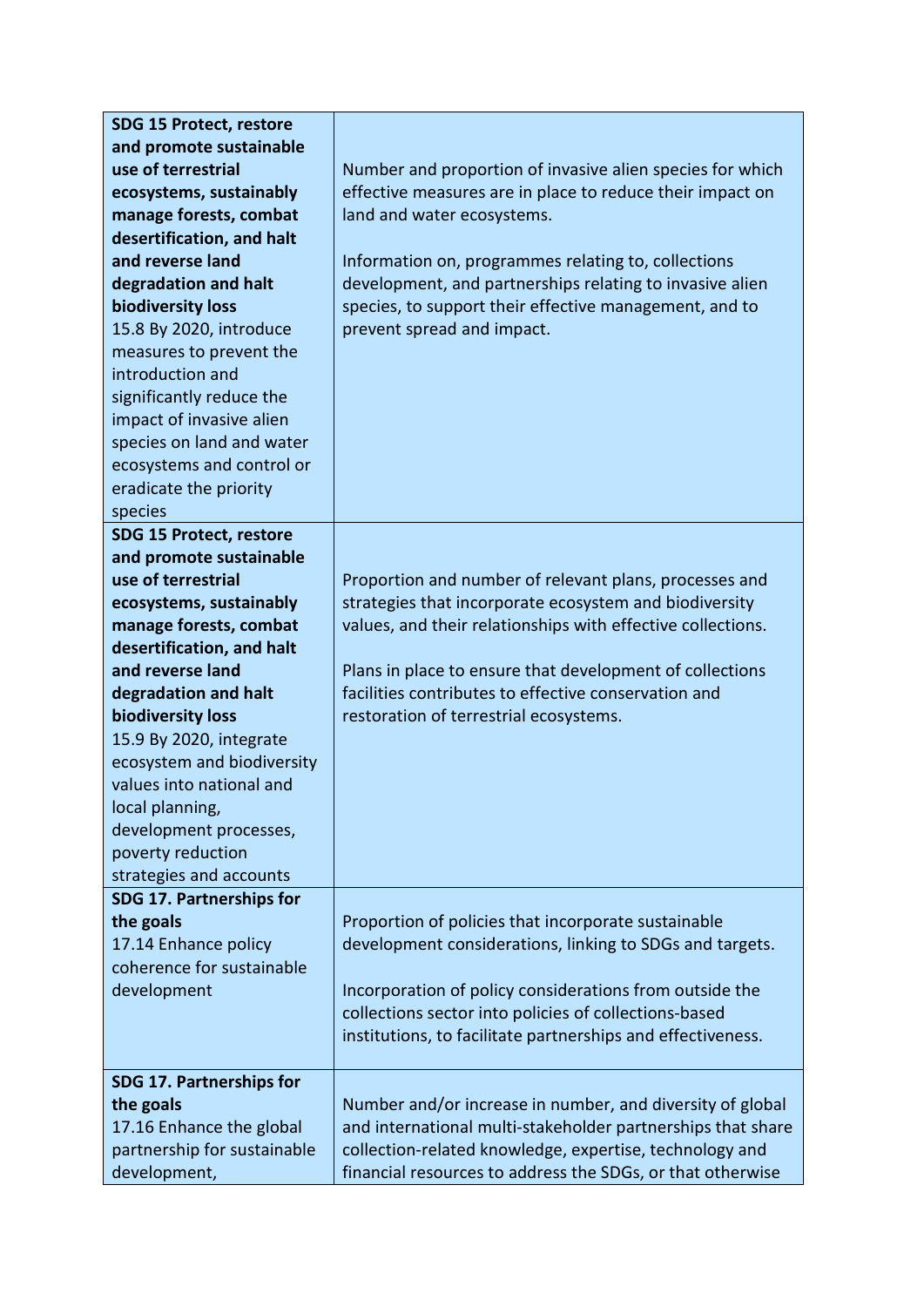| | |
|---|---|
| **SDG 15 Protect, restore and promote sustainable use of terrestrial ecosystems, sustainably manage forests, combat desertification, and halt and reverse land degradation and halt biodiversity loss**<br>15.8 By 2020, introduce measures to prevent the introduction and significantly reduce the impact of invasive alien species on land and water ecosystems and control or eradicate the priority species | Number and proportion of invasive alien species for which effective measures are in place to reduce their impact on land and water ecosystems.<br><br>Information on, programmes relating to, collections development, and partnerships relating to invasive alien species, to support their effective management, and to prevent spread and impact. |
| **SDG 15 Protect, restore and promote sustainable use of terrestrial ecosystems, sustainably manage forests, combat desertification, and halt and reverse land degradation and halt biodiversity loss**<br>15.9 By 2020, integrate ecosystem and biodiversity values into national and local planning, development processes, poverty reduction strategies and accounts | Proportion and number of relevant plans, processes and strategies that incorporate ecosystem and biodiversity values, and their relationships with effective collections.<br><br>Plans in place to ensure that development of collections facilities contributes to effective conservation and restoration of terrestrial ecosystems. |
| **SDG 17. Partnerships for the goals**<br>17.14 Enhance policy coherence for sustainable development | Proportion of policies that incorporate sustainable development considerations, linking to SDGs and targets.<br><br>Incorporation of policy considerations from outside the collections sector into policies of collections-based institutions, to facilitate partnerships and effectiveness. |
| **SDG 17. Partnerships for the goals**<br>17.16 Enhance the global partnership for sustainable development, | Number and/or increase in number, and diversity of global and international multi-stakeholder partnerships that share collection-related knowledge, expertise, technology and financial resources to address the SDGs, or that otherwise |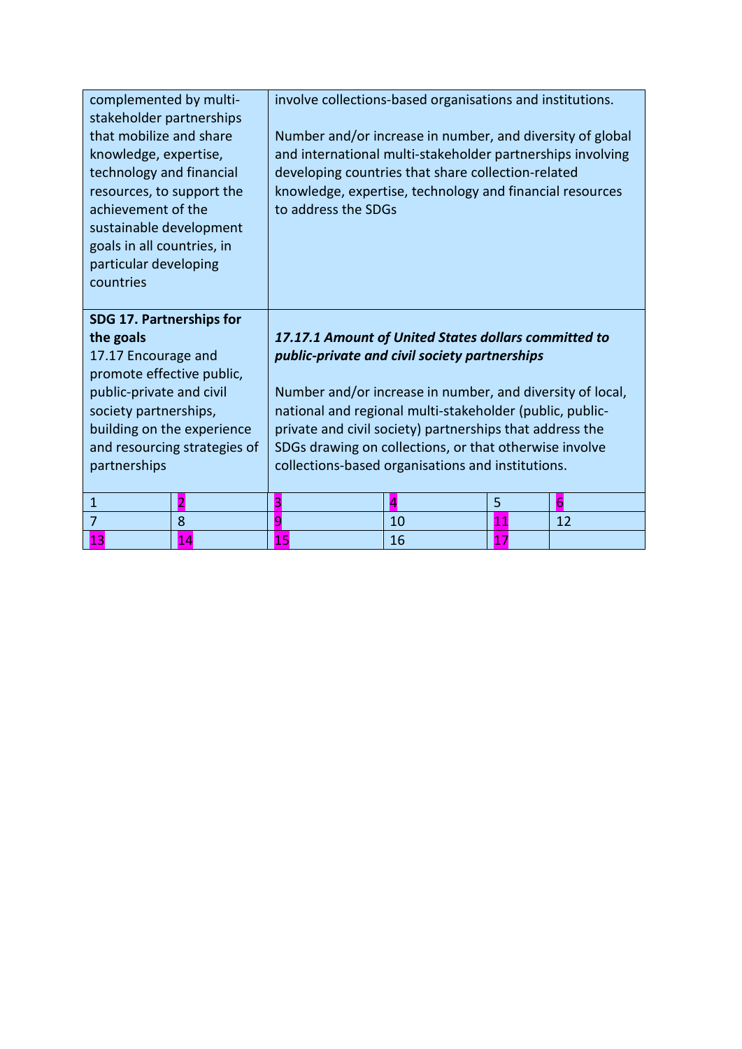| | |
|---|---|
| complemented by multi-stakeholder partnerships that mobilize and share knowledge, expertise, technology and financial resources, to support the achievement of the sustainable development goals in all countries, in particular developing countries | involve collections-based organisations and institutions.<br><br>Number and/or increase in number, and diversity of global and international multi-stakeholder partnerships involving developing countries that share collection-related knowledge, expertise, technology and financial resources to address the SDGs |
| **SDG 17. Partnerships for the goals**<br>17.17 Encourage and promote effective public, public-private and civil society partnerships, building on the experience and resourcing strategies of partnerships | ***17.17.1 Amount of United States dollars committed to public-private and civil society partnerships***<br><br>Number and/or increase in number, and diversity of local, national and regional multi-stakeholder (public, public-private and civil society) partnerships that address the SDGs drawing on collections, or that otherwise involve collections-based organisations and institutions. |

| | | | | | |
|---|---|---|---|---|---|
| 1 | 2 | 3 | 4 | 5 | 6 |
| 7 | 8 | 9 | 10 | 11 | 12 |
| 13 | 14 | 15 | 16 | 17 | |